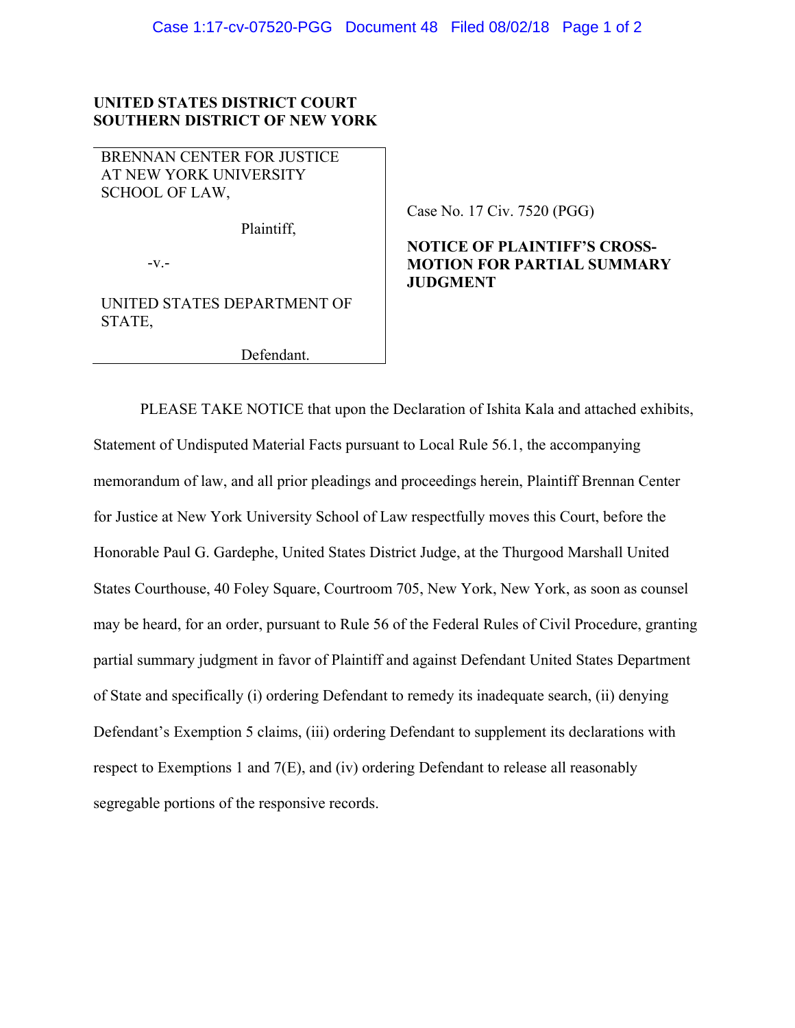**UNITED STATES DISTRICT COURT**
**SOUTHERN DISTRICT OF NEW YORK**

| | |
|---|---|
| BRENNAN CENTER FOR JUSTICE AT NEW YORK UNIVERSITY SCHOOL OF LAW,<br><br>Plaintiff,<br><br>-v.-<br><br>UNITED STATES DEPARTMENT OF STATE,<br><br>Defendant. | Case No. 17 Civ. 7520 (PGG)<br><br>**NOTICE OF PLAINTIFF'S CROSS-MOTION FOR PARTIAL SUMMARY JUDGMENT** |

PLEASE TAKE NOTICE that upon the Declaration of Ishita Kala and attached exhibits, Statement of Undisputed Material Facts pursuant to Local Rule 56.1, the accompanying memorandum of law, and all prior pleadings and proceedings herein, Plaintiff Brennan Center for Justice at New York University School of Law respectfully moves this Court, before the Honorable Paul G. Gardephe, United States District Judge, at the Thurgood Marshall United States Courthouse, 40 Foley Square, Courtroom 705, New York, New York, as soon as counsel may be heard, for an order, pursuant to Rule 56 of the Federal Rules of Civil Procedure, granting partial summary judgment in favor of Plaintiff and against Defendant United States Department of State and specifically (i) ordering Defendant to remedy its inadequate search, (ii) denying Defendant's Exemption 5 claims, (iii) ordering Defendant to supplement its declarations with respect to Exemptions 1 and 7(E), and (iv) ordering Defendant to release all reasonably segregable portions of the responsive records.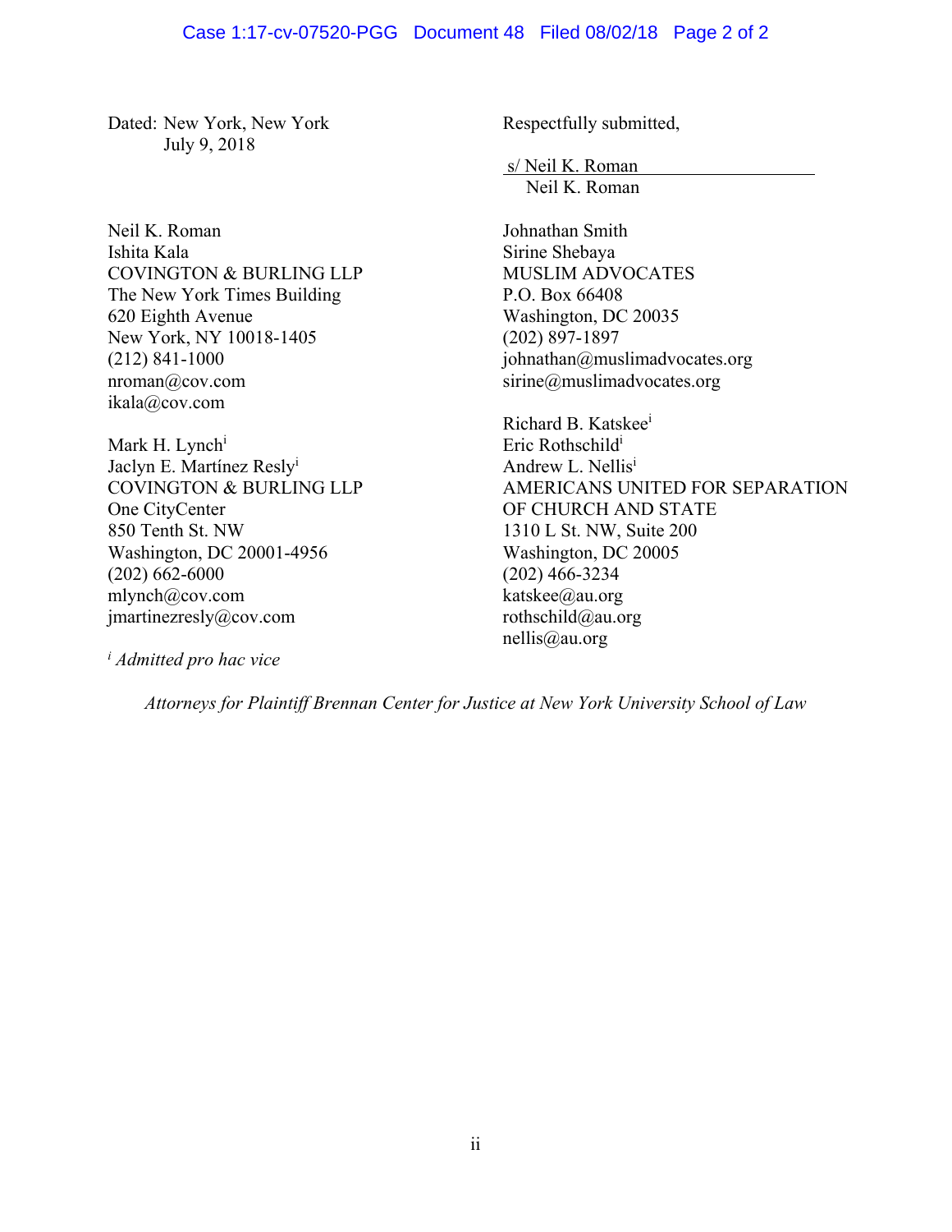Dated: New York, New York
July 9, 2018

Respectfully submitted,

s/ Neil K. Roman
Neil K. Roman

Neil K. Roman
Ishita Kala
COVINGTON & BURLING LLP
The New York Times Building
620 Eighth Avenue
New York, NY 10018-1405
(212) 841-1000
nroman@cov.com
ikala@cov.com

Mark H. Lynch[i]
Jaclyn E. Martínez Resly[i]
COVINGTON & BURLING LLP
One CityCenter
850 Tenth St. NW
Washington, DC 20001-4956
(202) 662-6000
mlynch@cov.com
jmartinezresly@cov.com

Johnathan Smith
Sirine Shebaya
MUSLIM ADVOCATES
P.O. Box 66408
Washington, DC 20035
(202) 897-1897
johnathan@muslimadvocates.org
sirine@muslimadvocates.org

Richard B. Katskee[i]
Eric Rothschild[i]
Andrew L. Nellis[i]
AMERICANS UNITED FOR SEPARATION OF CHURCH AND STATE
1310 L St. NW, Suite 200
Washington, DC 20005
(202) 466-3234
katskee@au.org
rothschild@au.org
nellis@au.org

[i] *Admitted pro hac vice*

*Attorneys for Plaintiff Brennan Center for Justice at New York University School of Law*